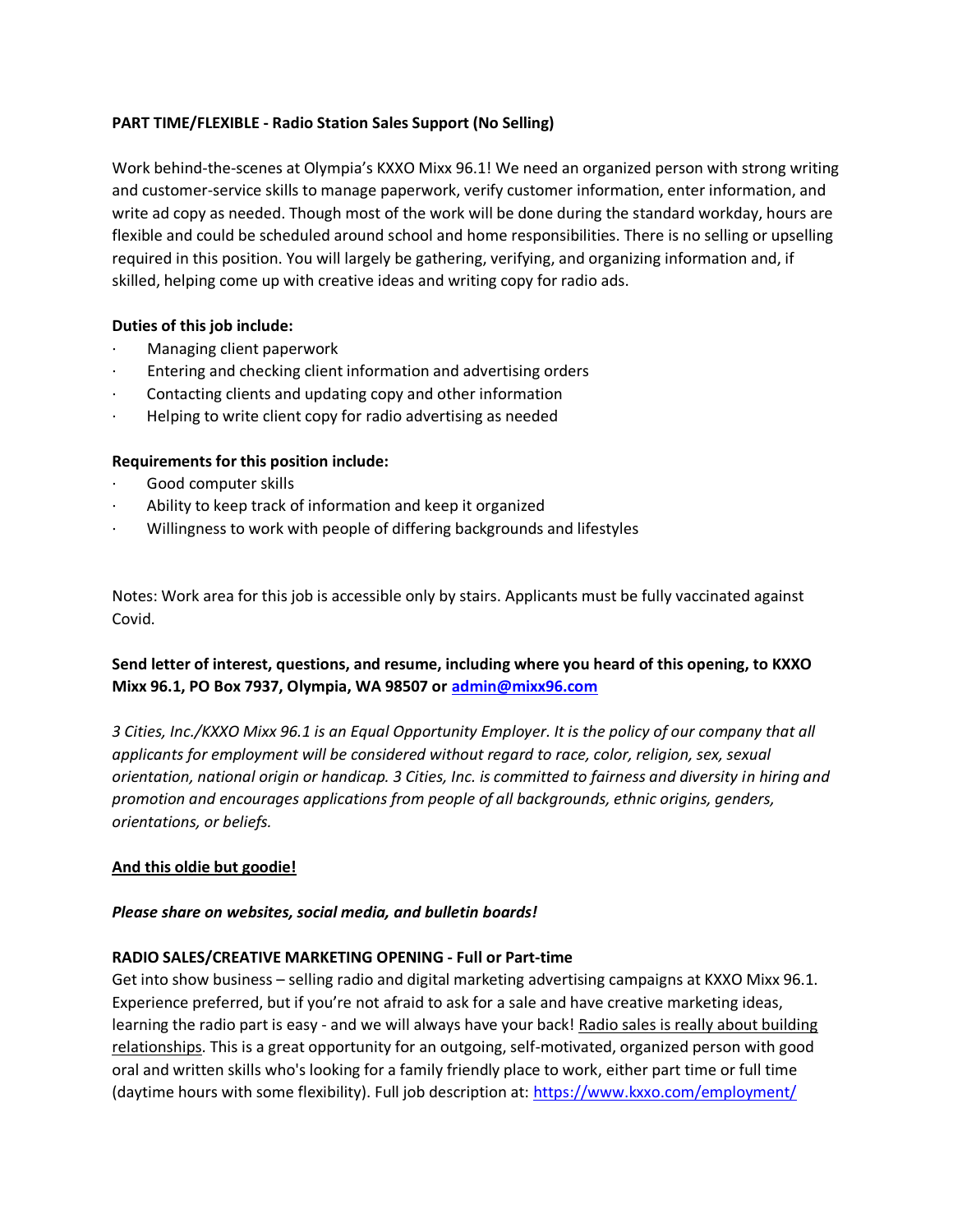**PART TIME/FLEXIBLE - Radio Station Sales Support (No Selling)**

Work behind-the-scenes at Olympia's KXXO Mixx 96.1! We need an organized person with strong writing and customer-service skills to manage paperwork, verify customer information, enter information, and write ad copy as needed. Though most of the work will be done during the standard workday, hours are flexible and could be scheduled around school and home responsibilities. There is no selling or upselling required in this position. You will largely be gathering, verifying, and organizing information and, if skilled, helping come up with creative ideas and writing copy for radio ads.

**Duties of this job include:**

- Managing client paperwork
- Entering and checking client information and advertising orders
- Contacting clients and updating copy and other information
- Helping to write client copy for radio advertising as needed

**Requirements for this position include:**

- Good computer skills
- Ability to keep track of information and keep it organized
- Willingness to work with people of differing backgrounds and lifestyles

Notes: Work area for this job is accessible only by stairs. Applicants must be fully vaccinated against Covid.

**Send letter of interest, questions, and resume, including where you heard of this opening, to KXXO Mixx 96.1, PO Box 7937, Olympia, WA 98507 or [admin@mixx96.com](mailto:admin@mixx96.com)**

*3 Cities, Inc./KXXO Mixx 96.1 is an Equal Opportunity Employer. It is the policy of our company that all applicants for employment will be considered without regard to race, color, religion, sex, sexual orientation, national origin or handicap. 3 Cities, Inc. is committed to fairness and diversity in hiring and promotion and encourages applications from people of all backgrounds, ethnic origins, genders, orientations, or beliefs.*

**And this oldie but goodie!**

***Please share on websites, social media, and bulletin boards!***

**RADIO SALES/CREATIVE MARKETING OPENING - Full or Part-time**

Get into show business – selling radio and digital marketing advertising campaigns at KXXO Mixx 96.1. Experience preferred, but if you're not afraid to ask for a sale and have creative marketing ideas, learning the radio part is easy - and we will always have your back! Radio sales is really about building relationships. This is a great opportunity for an outgoing, self-motivated, organized person with good oral and written skills who's looking for a family friendly place to work, either part time or full time (daytime hours with some flexibility). Full job description at: [https://www.kxxo.com/employment/](https://www.kxxo.com/employment/)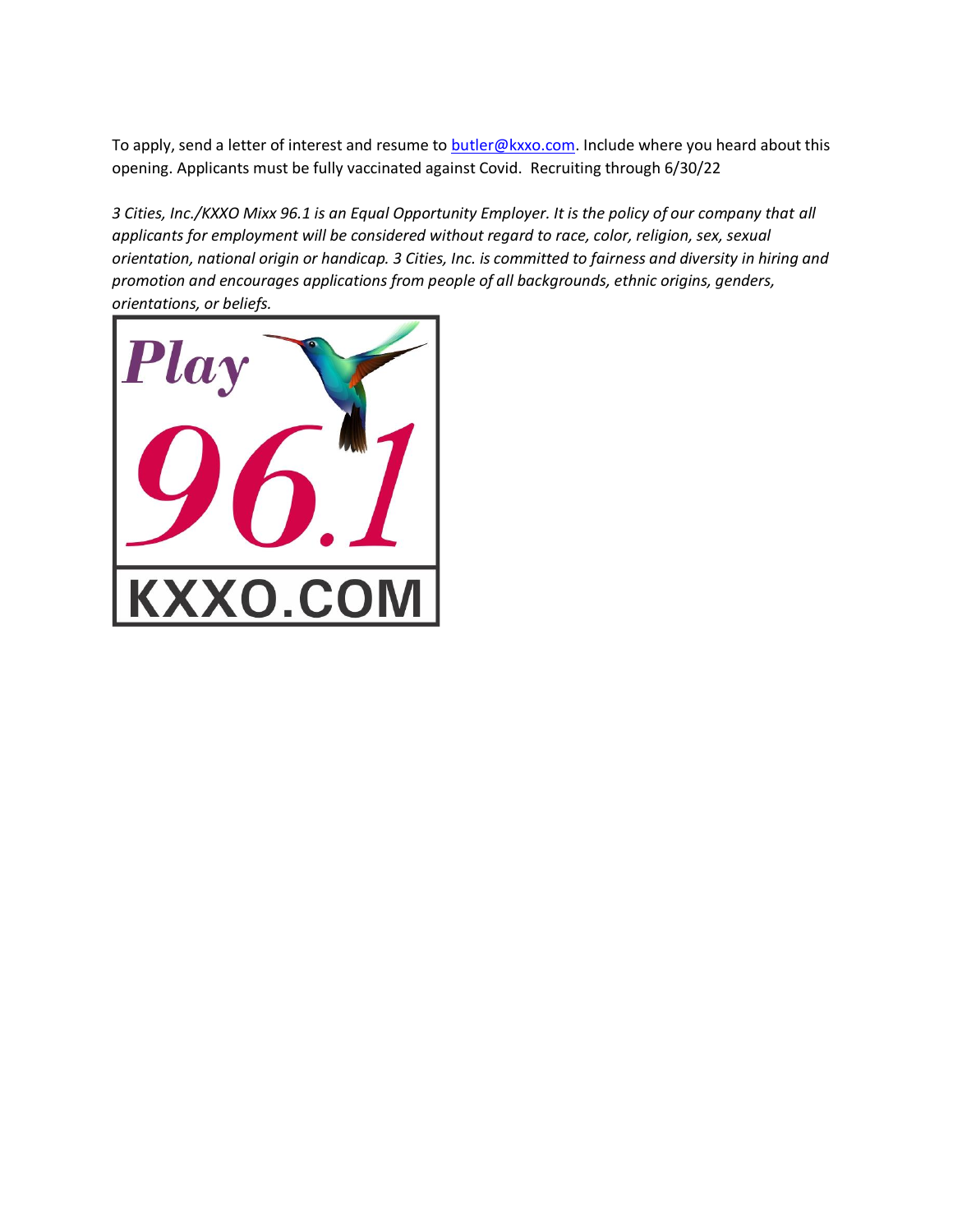To apply, send a letter of interest and resume to [butler@kxxo.com](mailto:butler@kxxo.com). Include where you heard about this opening. Applicants must be fully vaccinated against Covid. Recruiting through 6/30/22

*3 Cities, Inc./KXXO Mixx 96.1 is an Equal Opportunity Employer. It is the policy of our company that all applicants for employment will be considered without regard to race, color, religion, sex, sexual orientation, national origin or handicap. 3 Cities, Inc. is committed to fairness and diversity in hiring and promotion and encourages applications from people of all backgrounds, ethnic origins, genders, orientations, or beliefs.*

Play 96.1

KXXO.COM